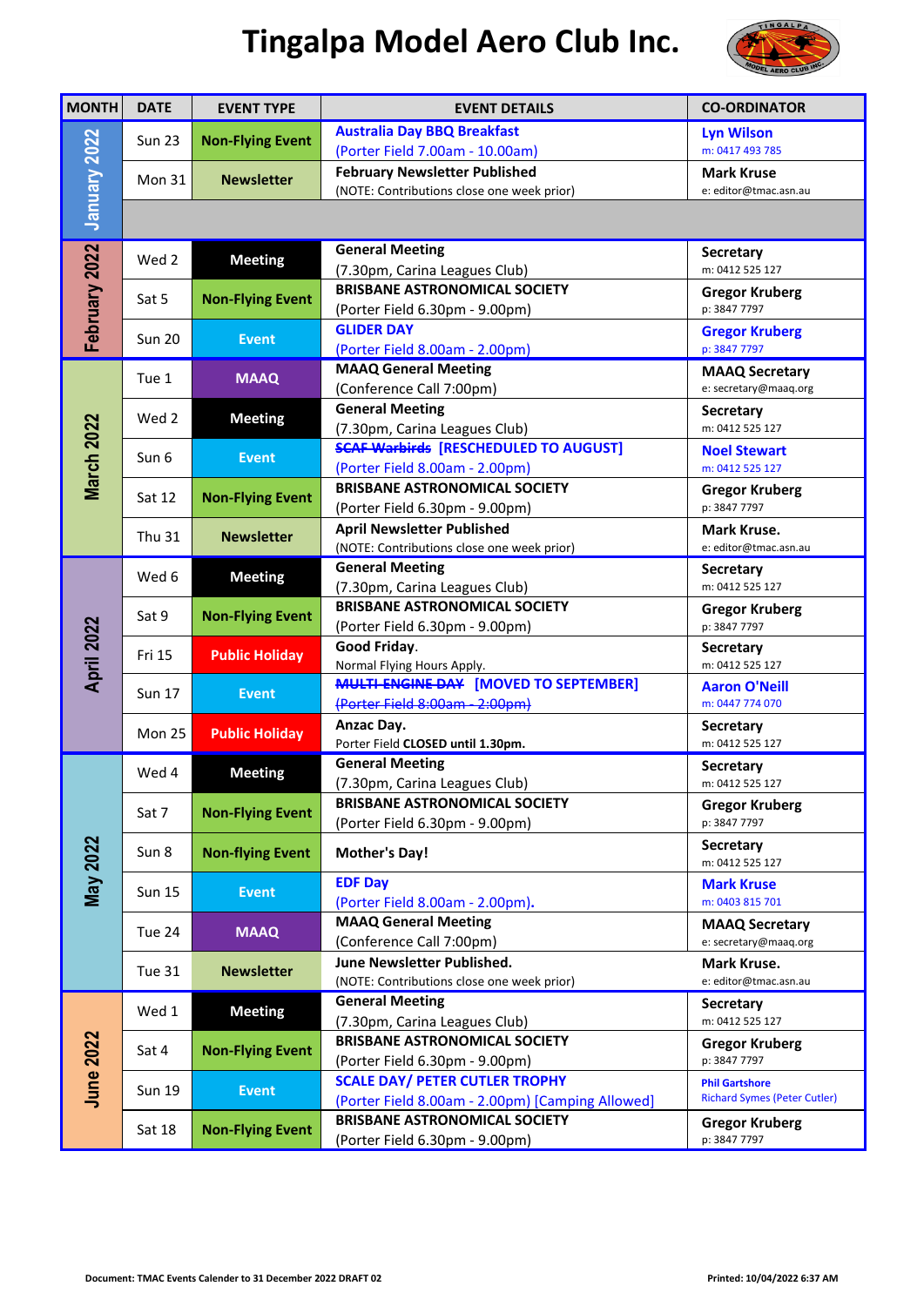# Tingalpa Model Aero Club Inc.

| MONTH | DATE | EVENT TYPE | EVENT DETAILS | CO-ORDINATOR |
|---|---|---|---|---|
| January 2022 | Sun 23 | Non-Flying Event | **Australia Day BBQ Breakfast** (Porter Field 7.00am - 10.00am) | **Lyn Wilson** m: 0417 493 785 |
| | Mon 31 | Newsletter | **February Newsletter Published** (NOTE: Contributions close one week prior) | **Mark Kruse** e: editor@tmac.asn.au |
| | | | | |
| February 2022 | Wed 2 | Meeting | **General Meeting** (7.30pm, Carina Leagues Club) | **Secretary** m: 0412 525 127 |
| | Sat 5 | Non-Flying Event | **BRISBANE ASTRONOMICAL SOCIETY** (Porter Field 6.30pm - 9.00pm) | **Gregor Kruberg** p: 3847 7797 |
| | Sun 20 | Event | **GLIDER DAY** (Porter Field 8.00am - 2.00pm) | **Gregor Kruberg** p: 3847 7797 |
| March 2022 | Tue 1 | MAAQ | **MAAQ General Meeting** (Conference Call 7:00pm) | **MAAQ Secretary** e: secretary@maaq.org |
| | Wed 2 | Meeting | **General Meeting** (7.30pm, Carina Leagues Club) | **Secretary** m: 0412 525 127 |
| | Sun 6 | Event | ~~**SCAF Warbirds**~~ **[RESCHEDULED TO AUGUST]** (Porter Field 8.00am - 2.00pm) | **Noel Stewart** m: 0412 525 127 |
| | Sat 12 | Non-Flying Event | **BRISBANE ASTRONOMICAL SOCIETY** (Porter Field 6.30pm - 9.00pm) | **Gregor Kruberg** p: 3847 7797 |
| | Thu 31 | Newsletter | **April Newsletter Published** (NOTE: Contributions close one week prior) | **Mark Kruse.** e: editor@tmac.asn.au |
| April 2022 | Wed 6 | Meeting | **General Meeting** (7.30pm, Carina Leagues Club) | **Secretary** m: 0412 525 127 |
| | Sat 9 | Non-Flying Event | **BRISBANE ASTRONOMICAL SOCIETY** (Porter Field 6.30pm - 9.00pm) | **Gregor Kruberg** p: 3847 7797 |
| | Fri 15 | Public Holiday | **Good Friday**. Normal Flying Hours Apply. | **Secretary** m: 0412 525 127 |
| | Sun 17 | Event | ~~**MULTI-ENGINE DAY**~~ **[MOVED TO SEPTEMBER]** ~~(Porter Field 8:00am - 2:00pm)~~ | **Aaron O'Neill** m: 0447 774 070 |
| | Mon 25 | Public Holiday | **Anzac Day.** Porter Field **CLOSED** until 1.30pm. | **Secretary** m: 0412 525 127 |
| May 2022 | Wed 4 | Meeting | **General Meeting** (7.30pm, Carina Leagues Club) | **Secretary** m: 0412 525 127 |
| | Sat 7 | Non-Flying Event | **BRISBANE ASTRONOMICAL SOCIETY** (Porter Field 6.30pm - 9.00pm) | **Gregor Kruberg** p: 3847 7797 |
| | Sun 8 | Non-flying Event | **Mother's Day!** | **Secretary** m: 0412 525 127 |
| | Sun 15 | Event | **EDF Day** (Porter Field 8.00am - 2.00pm). | **Mark Kruse** m: 0403 815 701 |
| | Tue 24 | MAAQ | **MAAQ General Meeting** (Conference Call 7:00pm) | **MAAQ Secretary** e: secretary@maaq.org |
| | Tue 31 | Newsletter | **June Newsletter Published.** (NOTE: Contributions close one week prior) | **Mark Kruse.** e: editor@tmac.asn.au |
| June 2022 | Wed 1 | Meeting | **General Meeting** (7.30pm, Carina Leagues Club) | **Secretary** m: 0412 525 127 |
| | Sat 4 | Non-Flying Event | **BRISBANE ASTRONOMICAL SOCIETY** (Porter Field 6.30pm - 9.00pm) | **Gregor Kruberg** p: 3847 7797 |
| | Sun 19 | Event | **SCALE DAY/ PETER CUTLER TROPHY** (Porter Field 8.00am - 2.00pm) [Camping Allowed] | **Phil Gartshore** Richard Symes (Peter Cutler) |
| | Sat 18 | Non-Flying Event | **BRISBANE ASTRONOMICAL SOCIETY** (Porter Field 6.30pm - 9.00pm) | **Gregor Kruberg** p: 3847 7797 |

Document: TMAC Events Calender to 31 December 2022 DRAFT 02 — Printed: 10/04/2022 6:37 AM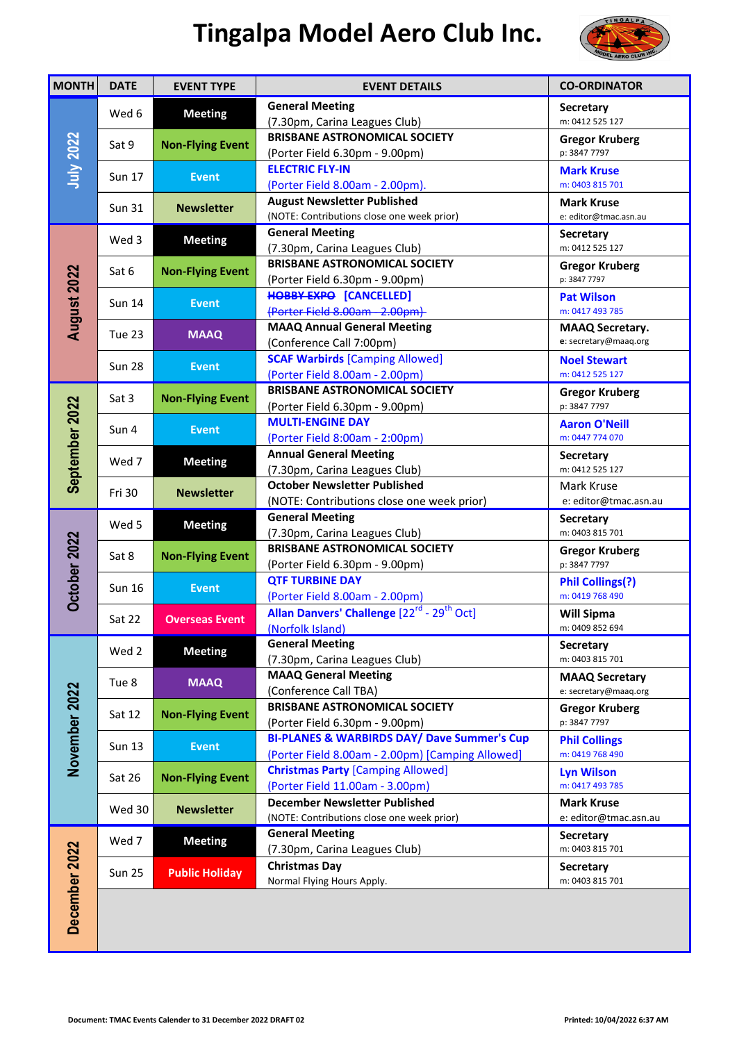# Tingalpa Model Aero Club Inc.

| MONTH | DATE | EVENT TYPE | EVENT DETAILS | CO-ORDINATOR |
|---|---|---|---|---|
| July 2022 | Wed 6 | Meeting | **General Meeting** (7.30pm, Carina Leagues Club) | **Secretary** m: 0412 525 127 |
| | Sat 9 | Non-Flying Event | **BRISBANE ASTRONOMICAL SOCIETY** (Porter Field 6.30pm - 9.00pm) | **Gregor Kruberg** p: 3847 7797 |
| | Sun 17 | Event | **ELECTRIC FLY-IN** (Porter Field 8.00am - 2.00pm). | **Mark Kruse** m: 0403 815 701 |
| | Sun 31 | Newsletter | **August Newsletter Published** (NOTE: Contributions close one week prior) | **Mark Kruse** e: editor@tmac.asn.au |
| August 2022 | Wed 3 | Meeting | **General Meeting** (7.30pm, Carina Leagues Club) | **Secretary** m: 0412 525 127 |
| | Sat 6 | Non-Flying Event | **BRISBANE ASTRONOMICAL SOCIETY** (Porter Field 6.30pm - 9.00pm) | **Gregor Kruberg** p: 3847 7797 |
| | Sun 14 | Event | ~~**HOBBY EXPO**~~ **[CANCELLED]** ~~(Porter Field 8.00am - 2.00pm)~~ | **Pat Wilson** m: 0417 493 785 |
| | Tue 23 | MAAQ | **MAAQ Annual General Meeting** (Conference Call 7:00pm) | **MAAQ Secretary.** e: secretary@maaq.org |
| | Sun 28 | Event | **SCAF Warbirds** [Camping Allowed] (Porter Field 8.00am - 2.00pm) | **Noel Stewart** m: 0412 525 127 |
| September 2022 | Sat 3 | Non-Flying Event | **BRISBANE ASTRONOMICAL SOCIETY** (Porter Field 6.30pm - 9.00pm) | **Gregor Kruberg** p: 3847 7797 |
| | Sun 4 | Event | **MULTI-ENGINE DAY** (Porter Field 8:00am - 2:00pm) | **Aaron O'Neill** m: 0447 774 070 |
| | Wed 7 | Meeting | **Annual General Meeting** (7.30pm, Carina Leagues Club) | **Secretary** m: 0412 525 127 |
| | Fri 30 | Newsletter | **October Newsletter Published** (NOTE: Contributions close one week prior) | Mark Kruse e: editor@tmac.asn.au |
| October 2022 | Wed 5 | Meeting | **General Meeting** (7.30pm, Carina Leagues Club) | **Secretary** m: 0403 815 701 |
| | Sat 8 | Non-Flying Event | **BRISBANE ASTRONOMICAL SOCIETY** (Porter Field 6.30pm - 9.00pm) | **Gregor Kruberg** p: 3847 7797 |
| | Sun 16 | Event | **QTF TURBINE DAY** (Porter Field 8.00am - 2.00pm) | **Phil Collings(?)** m: 0419 768 490 |
| | Sat 22 | Overseas Event | **Allan Danvers' Challenge** [22rd - 29th Oct] (Norfolk Island) | **Will Sipma** m: 0409 852 694 |
| November 2022 | Wed 2 | Meeting | **General Meeting** (7.30pm, Carina Leagues Club) | **Secretary** m: 0403 815 701 |
| | Tue 8 | MAAQ | **MAAQ General Meeting** (Conference Call TBA) | **MAAQ Secretary** e: secretary@maaq.org |
| | Sat 12 | Non-Flying Event | **BRISBANE ASTRONOMICAL SOCIETY** (Porter Field 6.30pm - 9.00pm) | **Gregor Kruberg** p: 3847 7797 |
| | Sun 13 | Event | **BI-PLANES & WARBIRDS DAY/ Dave Summer's Cup** (Porter Field 8.00am - 2.00pm) [Camping Allowed] | **Phil Collings** m: 0419 768 490 |
| | Sat 26 | Non-Flying Event | **Christmas Party** [Camping Allowed] (Porter Field 11.00am - 3.00pm) | **Lyn Wilson** m: 0417 493 785 |
| | Wed 30 | Newsletter | **December Newsletter Published** (NOTE: Contributions close one week prior) | **Mark Kruse** e: editor@tmac.asn.au |
| December 2022 | Wed 7 | Meeting | **General Meeting** (7.30pm, Carina Leagues Club) | **Secretary** m: 0403 815 701 |
| | Sun 25 | Public Holiday | **Christmas Day** Normal Flying Hours Apply. | **Secretary** m: 0403 815 701 |

Document: TMAC Events Calender to 31 December 2022 DRAFT 02

Printed: 10/04/2022 6:37 AM